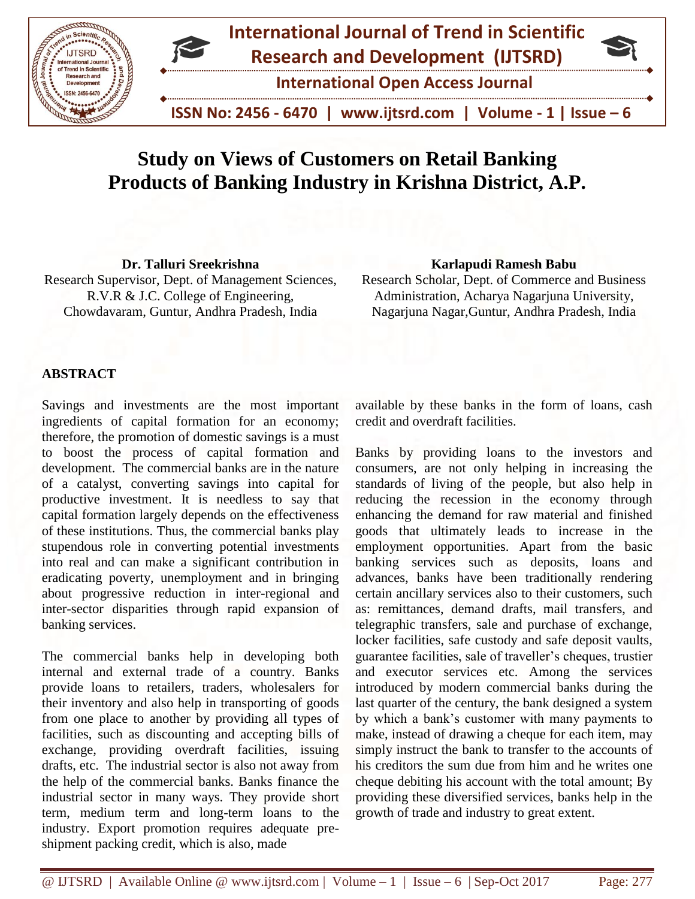# Study on Views of Customers on Retail Banking Products of Banking Industry in Krishna District, A.P.

**Dr. Talluri Sreekrishna**
Research Supervisor, Dept. of Management Sciences, R.V.R & J.C. College of Engineering, Chowdavaram, Guntur, Andhra Pradesh, India

**Karlapudi Ramesh Babu**
Research Scholar, Dept. of Commerce and Business Administration, Acharya Nagarjuna University, Nagarjuna Nagar,Guntur, Andhra Pradesh, India

## ABSTRACT

Savings and investments are the most important ingredients of capital formation for an economy; therefore, the promotion of domestic savings is a must to boost the process of capital formation and development. The commercial banks are in the nature of a catalyst, converting savings into capital for productive investment. It is needless to say that capital formation largely depends on the effectiveness of these institutions. Thus, the commercial banks play stupendous role in converting potential investments into real and can make a significant contribution in eradicating poverty, unemployment and in bringing about progressive reduction in inter-regional and inter-sector disparities through rapid expansion of banking services.

The commercial banks help in developing both internal and external trade of a country. Banks provide loans to retailers, traders, wholesalers for their inventory and also help in transporting of goods from one place to another by providing all types of facilities, such as discounting and accepting bills of exchange, providing overdraft facilities, issuing drafts, etc. The industrial sector is also not away from the help of the commercial banks. Banks finance the industrial sector in many ways. They provide short term, medium term and long-term loans to the industry. Export promotion requires adequate pre-shipment packing credit, which is also, made available by these banks in the form of loans, cash credit and overdraft facilities.

Banks by providing loans to the investors and consumers, are not only helping in increasing the standards of living of the people, but also help in reducing the recession in the economy through enhancing the demand for raw material and finished goods that ultimately leads to increase in the employment opportunities. Apart from the basic banking services such as deposits, loans and advances, banks have been traditionally rendering certain ancillary services also to their customers, such as: remittances, demand drafts, mail transfers, and telegraphic transfers, sale and purchase of exchange, locker facilities, safe custody and safe deposit vaults, guarantee facilities, sale of traveller's cheques, trustier and executor services etc. Among the services introduced by modern commercial banks during the last quarter of the century, the bank designed a system by which a bank's customer with many payments to make, instead of drawing a cheque for each item, may simply instruct the bank to transfer to the accounts of his creditors the sum due from him and he writes one cheque debiting his account with the total amount; By providing these diversified services, banks help in the growth of trade and industry to great extent.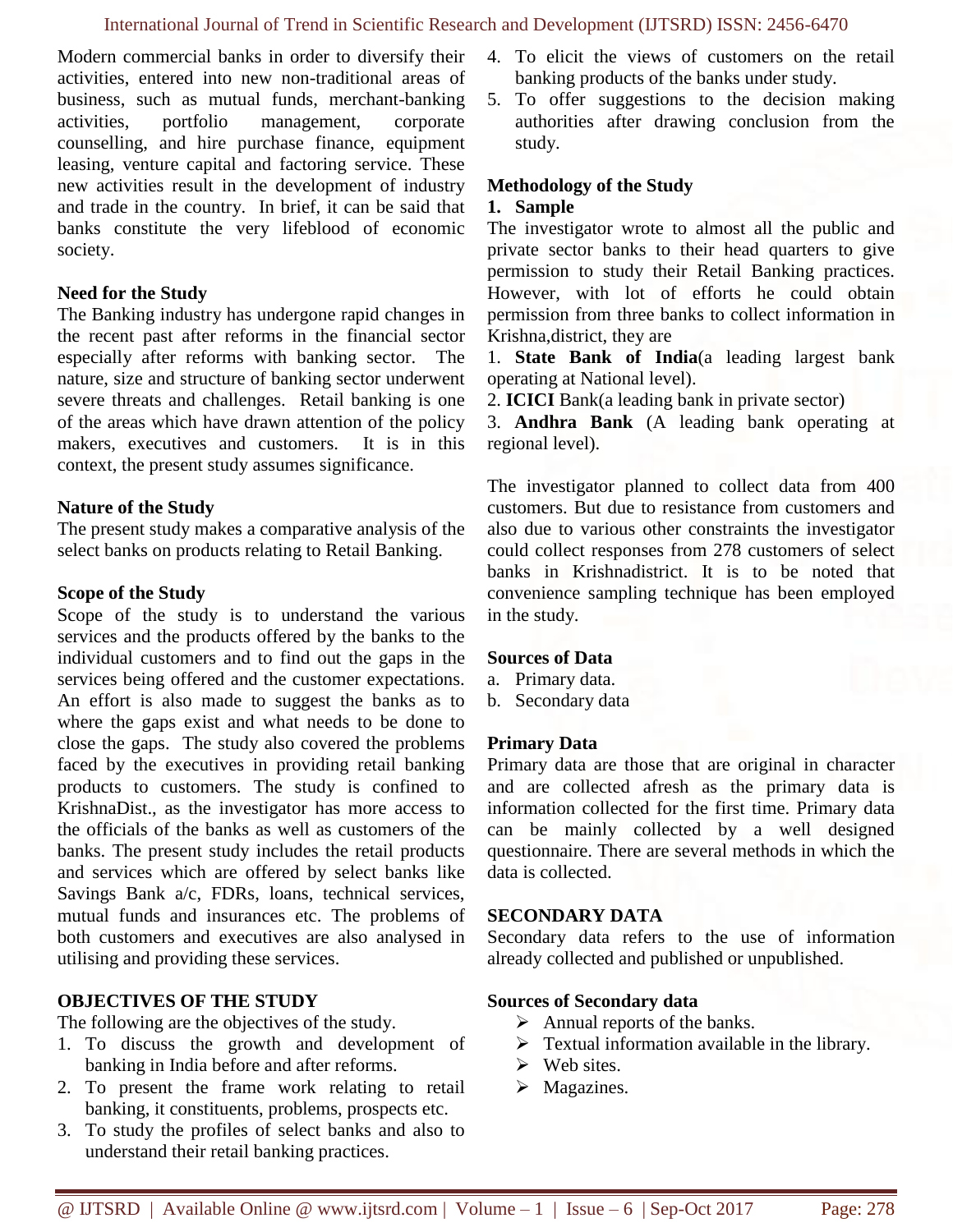Modern commercial banks in order to diversify their activities, entered into new non-traditional areas of business, such as mutual funds, merchant-banking activities, portfolio management, corporate counselling, and hire purchase finance, equipment leasing, venture capital and factoring service. These new activities result in the development of industry and trade in the country. In brief, it can be said that banks constitute the very lifeblood of economic society.

**Need for the Study**

The Banking industry has undergone rapid changes in the recent past after reforms in the financial sector especially after reforms with banking sector. The nature, size and structure of banking sector underwent severe threats and challenges. Retail banking is one of the areas which have drawn attention of the policy makers, executives and customers. It is in this context, the present study assumes significance.

**Nature of the Study**

The present study makes a comparative analysis of the select banks on products relating to Retail Banking.

**Scope of the Study**

Scope of the study is to understand the various services and the products offered by the banks to the individual customers and to find out the gaps in the services being offered and the customer expectations. An effort is also made to suggest the banks as to where the gaps exist and what needs to be done to close the gaps. The study also covered the problems faced by the executives in providing retail banking products to customers. The study is confined to KrishnaDist., as the investigator has more access to the officials of the banks as well as customers of the banks. The present study includes the retail products and services which are offered by select banks like Savings Bank a/c, FDRs, loans, technical services, mutual funds and insurances etc. The problems of both customers and executives are also analysed in utilising and providing these services.

**OBJECTIVES OF THE STUDY**

The following are the objectives of the study.

1. To discuss the growth and development of banking in India before and after reforms.
2. To present the frame work relating to retail banking, it constituents, problems, prospects etc.
3. To study the profiles of select banks and also to understand their retail banking practices.
4. To elicit the views of customers on the retail banking products of the banks under study.
5. To offer suggestions to the decision making authorities after drawing conclusion from the study.

**Methodology of the Study**

**1. Sample**

The investigator wrote to almost all the public and private sector banks to their head quarters to give permission to study their Retail Banking practices. However, with lot of efforts he could obtain permission from three banks to collect information in Krishna,district, they are

1. **State Bank of India**(a leading largest bank operating at National level).
2. **ICICI** Bank(a leading bank in private sector)
3. **Andhra Bank** (A leading bank operating at regional level).

The investigator planned to collect data from 400 customers. But due to resistance from customers and also due to various other constraints the investigator could collect responses from 278 customers of select banks in Krishnadistrict. It is to be noted that convenience sampling technique has been employed in the study.

**Sources of Data**

a. Primary data.
b. Secondary data

**Primary Data**

Primary data are those that are original in character and are collected afresh as the primary data is information collected for the first time. Primary data can be mainly collected by a well designed questionnaire. There are several methods in which the data is collected.

**SECONDARY DATA**

Secondary data refers to the use of information already collected and published or unpublished.

**Sources of Secondary data**

- Annual reports of the banks.
- Textual information available in the library.
- Web sites.
- Magazines.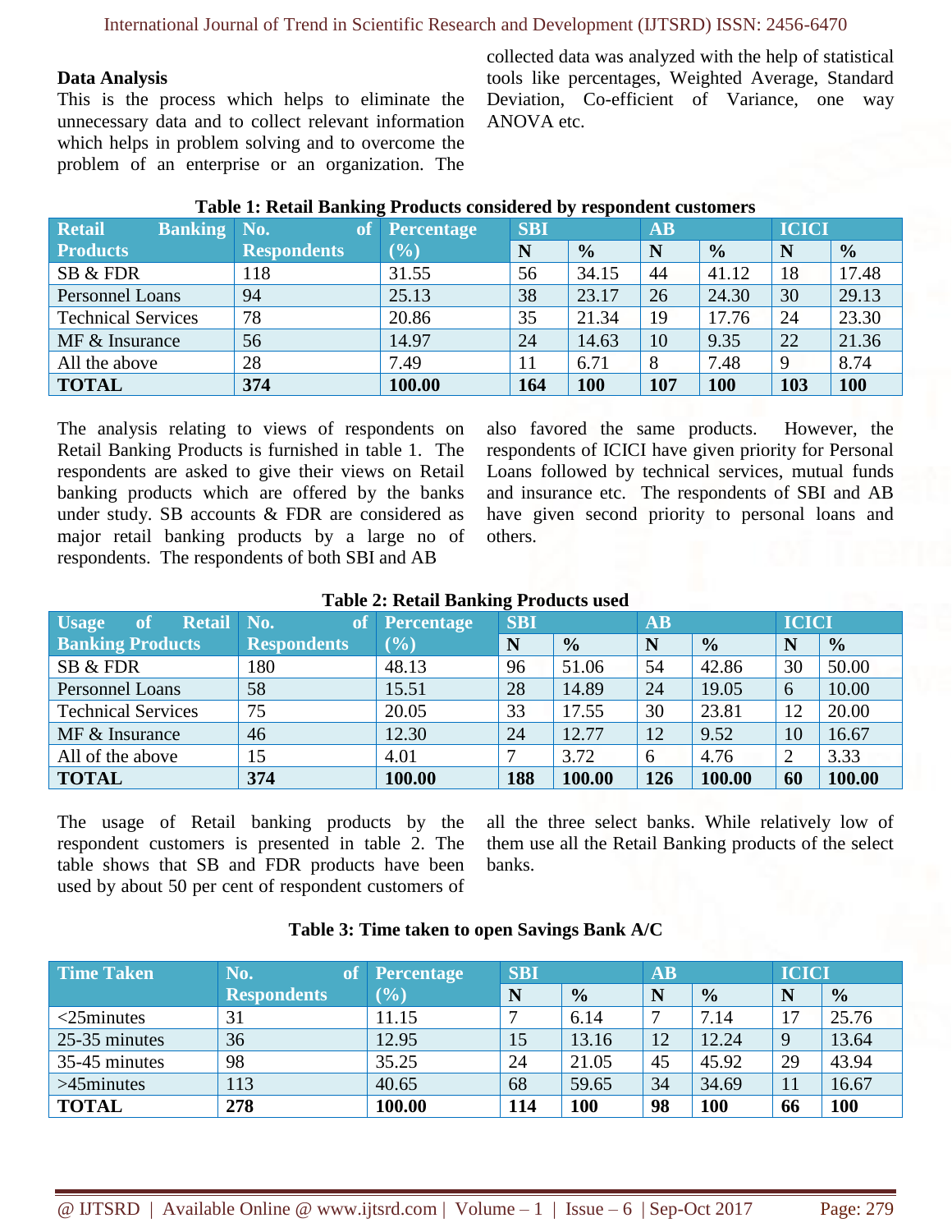**Data Analysis**

This is the process which helps to eliminate the unnecessary data and to collect relevant information which helps in problem solving and to overcome the problem of an enterprise or an organization. The collected data was analyzed with the help of statistical tools like percentages, Weighted Average, Standard Deviation, Co-efficient of Variance, one way ANOVA etc.

**Table 1: Retail Banking Products considered by respondent customers**

| Retail Banking Products | No. of Respondents | Percentage (%) | SBI | | AB | | ICICI | |
|---|---|---|---|---|---|---|---|---|
| | | | N | % | N | % | N | % |
| SB & FDR | 118 | 31.55 | 56 | 34.15 | 44 | 41.12 | 18 | 17.48 |
| Personnel Loans | 94 | 25.13 | 38 | 23.17 | 26 | 24.30 | 30 | 29.13 |
| Technical Services | 78 | 20.86 | 35 | 21.34 | 19 | 17.76 | 24 | 23.30 |
| MF & Insurance | 56 | 14.97 | 24 | 14.63 | 10 | 9.35 | 22 | 21.36 |
| All the above | 28 | 7.49 | 11 | 6.71 | 8 | 7.48 | 9 | 8.74 |
| **TOTAL** | **374** | **100.00** | **164** | **100** | **107** | **100** | **103** | **100** |

The analysis relating to views of respondents on Retail Banking Products is furnished in table 1. The respondents are asked to give their views on Retail banking products which are offered by the banks under study. SB accounts & FDR are considered as major retail banking products by a large no of respondents. The respondents of both SBI and AB also favored the same products. However, the respondents of ICICI have given priority for Personal Loans followed by technical services, mutual funds and insurance etc. The respondents of SBI and AB have given second priority to personal loans and others.

**Table 2: Retail Banking Products used**

| Usage of Retail Banking Products | No. of Respondents | Percentage (%) | SBI | | AB | | ICICI | |
|---|---|---|---|---|---|---|---|---|
| | | | N | % | N | % | N | % |
| SB & FDR | 180 | 48.13 | 96 | 51.06 | 54 | 42.86 | 30 | 50.00 |
| Personnel Loans | 58 | 15.51 | 28 | 14.89 | 24 | 19.05 | 6 | 10.00 |
| Technical Services | 75 | 20.05 | 33 | 17.55 | 30 | 23.81 | 12 | 20.00 |
| MF & Insurance | 46 | 12.30 | 24 | 12.77 | 12 | 9.52 | 10 | 16.67 |
| All of the above | 15 | 4.01 | 7 | 3.72 | 6 | 4.76 | 2 | 3.33 |
| **TOTAL** | **374** | **100.00** | **188** | **100.00** | **126** | **100.00** | **60** | **100.00** |

The usage of Retail banking products by the respondent customers is presented in table 2. The table shows that SB and FDR products have been used by about 50 per cent of respondent customers of all the three select banks. While relatively low of them use all the Retail Banking products of the select banks.

**Table 3: Time taken to open Savings Bank A/C**

| Time Taken | No. of Respondents | Percentage (%) | SBI | | AB | | ICICI | |
|---|---|---|---|---|---|---|---|---|
| | | | N | % | N | % | N | % |
| <25minutes | 31 | 11.15 | 7 | 6.14 | 7 | 7.14 | 17 | 25.76 |
| 25-35 minutes | 36 | 12.95 | 15 | 13.16 | 12 | 12.24 | 9 | 13.64 |
| 35-45 minutes | 98 | 35.25 | 24 | 21.05 | 45 | 45.92 | 29 | 43.94 |
| >45minutes | 113 | 40.65 | 68 | 59.65 | 34 | 34.69 | 11 | 16.67 |
| **TOTAL** | **278** | **100.00** | **114** | **100** | **98** | **100** | **66** | **100** |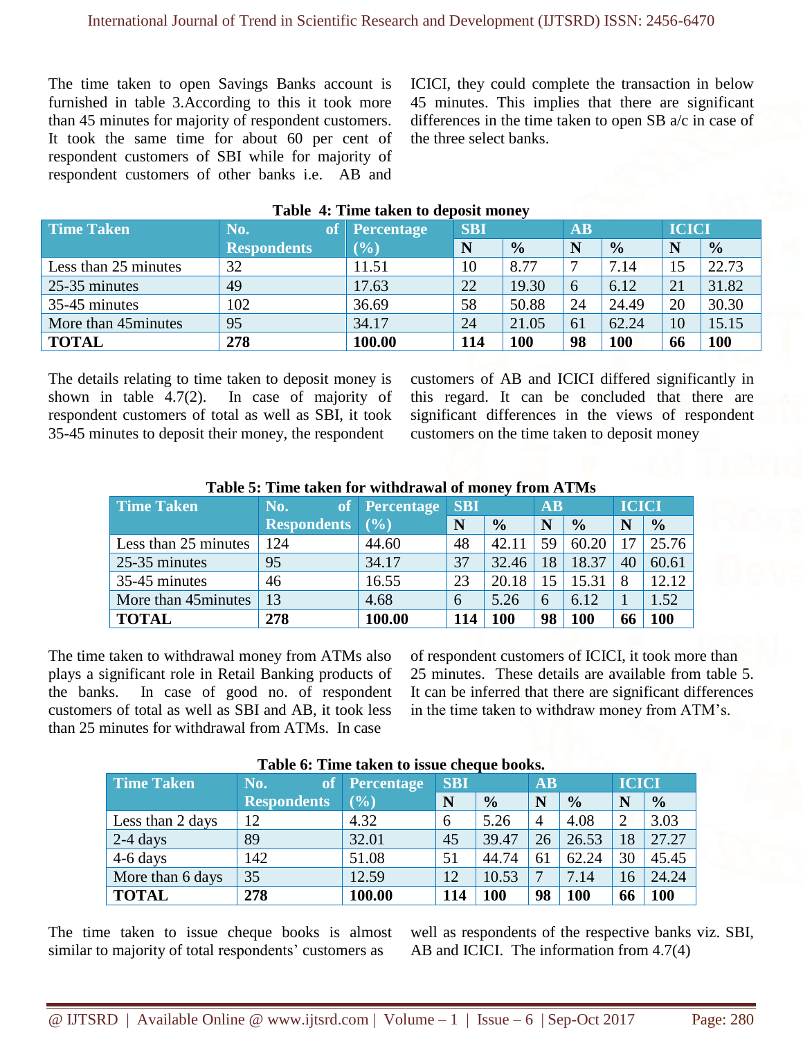The time taken to open Savings Banks account is furnished in table 3.According to this it took more than 45 minutes for majority of respondent customers. It took the same time for about 60 per cent of respondent customers of SBI while for majority of respondent customers of other banks i.e. AB and ICICI, they could complete the transaction in below 45 minutes. This implies that there are significant differences in the time taken to open SB a/c in case of the three select banks.

**Table 4: Time taken to deposit money**

| Time Taken | No. of Respondents | Percentage (%) | SBI | | AB | | ICICI | |
|---|---|---|---|---|---|---|---|---|
| | | | N | % | N | % | N | % |
| Less than 25 minutes | 32 | 11.51 | 10 | 8.77 | 7 | 7.14 | 15 | 22.73 |
| 25-35 minutes | 49 | 17.63 | 22 | 19.30 | 6 | 6.12 | 21 | 31.82 |
| 35-45 minutes | 102 | 36.69 | 58 | 50.88 | 24 | 24.49 | 20 | 30.30 |
| More than 45minutes | 95 | 34.17 | 24 | 21.05 | 61 | 62.24 | 10 | 15.15 |
| **TOTAL** | **278** | **100.00** | **114** | **100** | **98** | **100** | **66** | **100** |

The details relating to time taken to deposit money is shown in table 4.7(2). In case of majority of respondent customers of total as well as SBI, it took 35-45 minutes to deposit their money, the respondent customers of AB and ICICI differed significantly in this regard. It can be concluded that there are significant differences in the views of respondent customers on the time taken to deposit money

**Table 5: Time taken for withdrawal of money from ATMs**

| Time Taken | No. of Respondents | Percentage (%) | SBI | | AB | | ICICI | |
|---|---|---|---|---|---|---|---|---|
| | | | N | % | N | % | N | % |
| Less than 25 minutes | 124 | 44.60 | 48 | 42.11 | 59 | 60.20 | 17 | 25.76 |
| 25-35 minutes | 95 | 34.17 | 37 | 32.46 | 18 | 18.37 | 40 | 60.61 |
| 35-45 minutes | 46 | 16.55 | 23 | 20.18 | 15 | 15.31 | 8 | 12.12 |
| More than 45minutes | 13 | 4.68 | 6 | 5.26 | 6 | 6.12 | 1 | 1.52 |
| **TOTAL** | **278** | **100.00** | **114** | **100** | **98** | **100** | **66** | **100** |

The time taken to withdrawal money from ATMs also plays a significant role in Retail Banking products of the banks. In case of good no. of respondent customers of total as well as SBI and AB, it took less than 25 minutes for withdrawal from ATMs. In case of respondent customers of ICICI, it took more than 25 minutes. These details are available from table 5. It can be inferred that there are significant differences in the time taken to withdraw money from ATM's.

**Table 6: Time taken to issue cheque books.**

| Time Taken | No. of Respondents | Percentage (%) | SBI | | AB | | ICICI | |
|---|---|---|---|---|---|---|---|---|
| | | | N | % | N | % | N | % |
| Less than 2 days | 12 | 4.32 | 6 | 5.26 | 4 | 4.08 | 2 | 3.03 |
| 2-4 days | 89 | 32.01 | 45 | 39.47 | 26 | 26.53 | 18 | 27.27 |
| 4-6 days | 142 | 51.08 | 51 | 44.74 | 61 | 62.24 | 30 | 45.45 |
| More than 6 days | 35 | 12.59 | 12 | 10.53 | 7 | 7.14 | 16 | 24.24 |
| **TOTAL** | **278** | **100.00** | **114** | **100** | **98** | **100** | **66** | **100** |

The time taken to issue cheque books is almost similar to majority of total respondents' customers as well as respondents of the respective banks viz. SBI, AB and ICICI. The information from 4.7(4)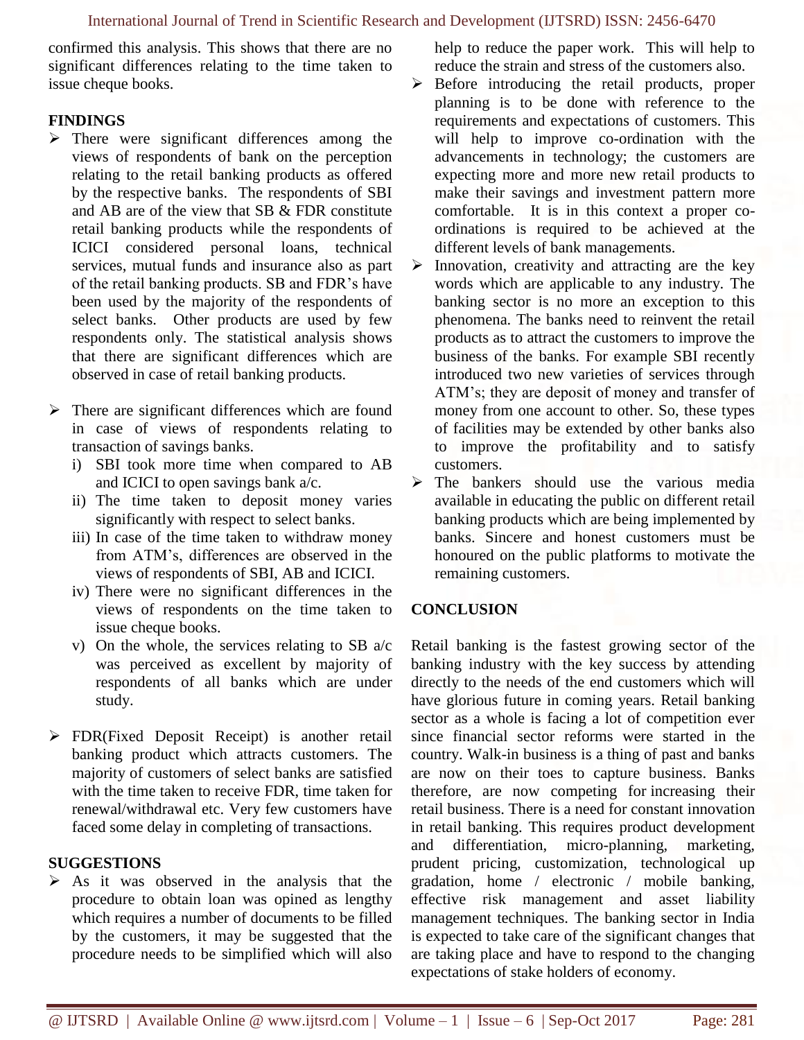confirmed this analysis. This shows that there are no significant differences relating to the time taken to issue cheque books.

## FINDINGS

- There were significant differences among the views of respondents of bank on the perception relating to the retail banking products as offered by the respective banks. The respondents of SBI and AB are of the view that SB & FDR constitute retail banking products while the respondents of ICICI considered personal loans, technical services, mutual funds and insurance also as part of the retail banking products. SB and FDR's have been used by the majority of the respondents of select banks. Other products are used by few respondents only. The statistical analysis shows that there are significant differences which are observed in case of retail banking products.

- There are significant differences which are found in case of views of respondents relating to transaction of savings banks.
  - i) SBI took more time when compared to AB and ICICI to open savings bank a/c.
  - ii) The time taken to deposit money varies significantly with respect to select banks.
  - iii) In case of the time taken to withdraw money from ATM's, differences are observed in the views of respondents of SBI, AB and ICICI.
  - iv) There were no significant differences in the views of respondents on the time taken to issue cheque books.
  - v) On the whole, the services relating to SB a/c was perceived as excellent by majority of respondents of all banks which are under study.

- FDR(Fixed Deposit Receipt) is another retail banking product which attracts customers. The majority of customers of select banks are satisfied with the time taken to receive FDR, time taken for renewal/withdrawal etc. Very few customers have faced some delay in completing of transactions.

## SUGGESTIONS

- As it was observed in the analysis that the procedure to obtain loan was opined as lengthy which requires a number of documents to be filled by the customers, it may be suggested that the procedure needs to be simplified which will also help to reduce the paper work. This will help to reduce the strain and stress of the customers also.
- Before introducing the retail products, proper planning is to be done with reference to the requirements and expectations of customers. This will help to improve co-ordination with the advancements in technology; the customers are expecting more and more new retail products to make their savings and investment pattern more comfortable. It is in this context a proper co-ordinations is required to be achieved at the different levels of bank managements.
- Innovation, creativity and attracting are the key words which are applicable to any industry. The banking sector is no more an exception to this phenomena. The banks need to reinvent the retail products as to attract the customers to improve the business of the banks. For example SBI recently introduced two new varieties of services through ATM's; they are deposit of money and transfer of money from one account to other. So, these types of facilities may be extended by other banks also to improve the profitability and to satisfy customers.
- The bankers should use the various media available in educating the public on different retail banking products which are being implemented by banks. Sincere and honest customers must be honoured on the public platforms to motivate the remaining customers.

## CONCLUSION

Retail banking is the fastest growing sector of the banking industry with the key success by attending directly to the needs of the end customers which will have glorious future in coming years. Retail banking sector as a whole is facing a lot of competition ever since financial sector reforms were started in the country. Walk-in business is a thing of past and banks are now on their toes to capture business. Banks therefore, are now competing for increasing their retail business. There is a need for constant innovation in retail banking. This requires product development and differentiation, micro-planning, marketing, prudent pricing, customization, technological up gradation, home / electronic / mobile banking, effective risk management and asset liability management techniques. The banking sector in India is expected to take care of the significant changes that are taking place and have to respond to the changing expectations of stake holders of economy.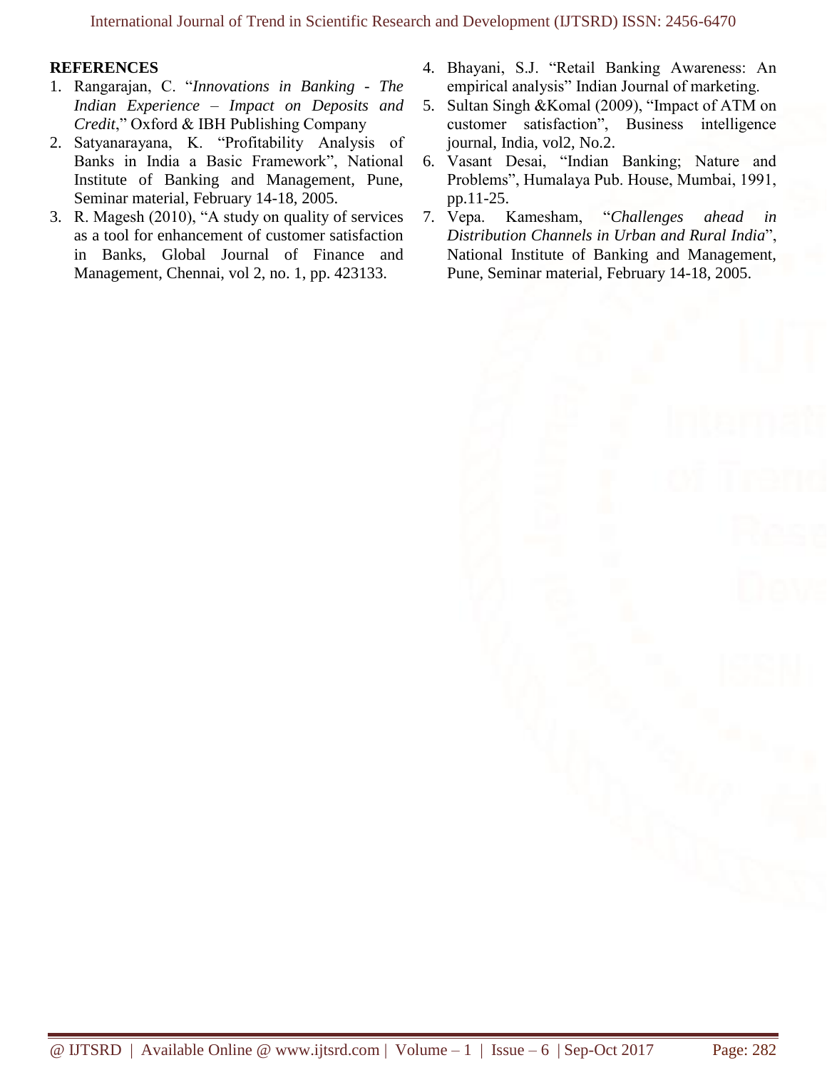## REFERENCES

1. Rangarajan, C. "*Innovations in Banking - The Indian Experience – Impact on Deposits and Credit*," Oxford & IBH Publishing Company
2. Satyanarayana, K. "Profitability Analysis of Banks in India a Basic Framework", National Institute of Banking and Management, Pune, Seminar material, February 14-18, 2005.
3. R. Magesh (2010), "A study on quality of services as a tool for enhancement of customer satisfaction in Banks, Global Journal of Finance and Management, Chennai, vol 2, no. 1, pp. 423133.
4. Bhayani, S.J. "Retail Banking Awareness: An empirical analysis" Indian Journal of marketing.
5. Sultan Singh &Komal (2009), "Impact of ATM on customer satisfaction", Business intelligence journal, India, vol2, No.2.
6. Vasant Desai, "Indian Banking; Nature and Problems", Humalaya Pub. House, Mumbai, 1991, pp.11-25.
7. Vepa. Kamesham, "*Challenges ahead in Distribution Channels in Urban and Rural India*", National Institute of Banking and Management, Pune, Seminar material, February 14-18, 2005.